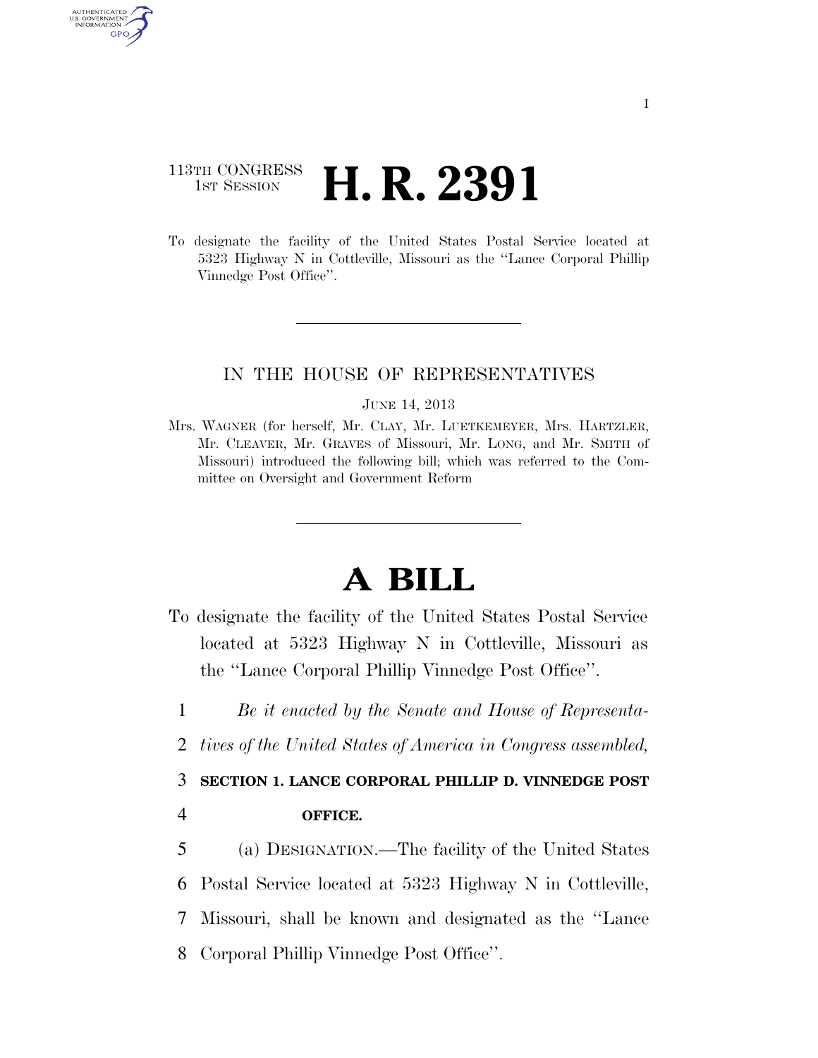113TH CONGRESS
1ST SESSION

# H. R. 2391

To designate the facility of the United States Postal Service located at 5323 Highway N in Cottleville, Missouri as the ''Lance Corporal Phillip Vinnedge Post Office''.

IN THE HOUSE OF REPRESENTATIVES

JUNE 14, 2013

Mrs. WAGNER (for herself, Mr. CLAY, Mr. LUETKEMEYER, Mrs. HARTZLER, Mr. CLEAVER, Mr. GRAVES of Missouri, Mr. LONG, and Mr. SMITH of Missouri) introduced the following bill; which was referred to the Committee on Oversight and Government Reform

# A BILL

To designate the facility of the United States Postal Service located at 5323 Highway N in Cottleville, Missouri as the ''Lance Corporal Phillip Vinnedge Post Office''.

1 *Be it enacted by the Senate and House of Representa-*
2 *tives of the United States of America in Congress assembled,*

3 **SECTION 1. LANCE CORPORAL PHILLIP D. VINNEDGE POST**
4 **OFFICE.**

5 (a) DESIGNATION.—The facility of the United States
6 Postal Service located at 5323 Highway N in Cottleville,
7 Missouri, shall be known and designated as the ''Lance
8 Corporal Phillip Vinnedge Post Office''.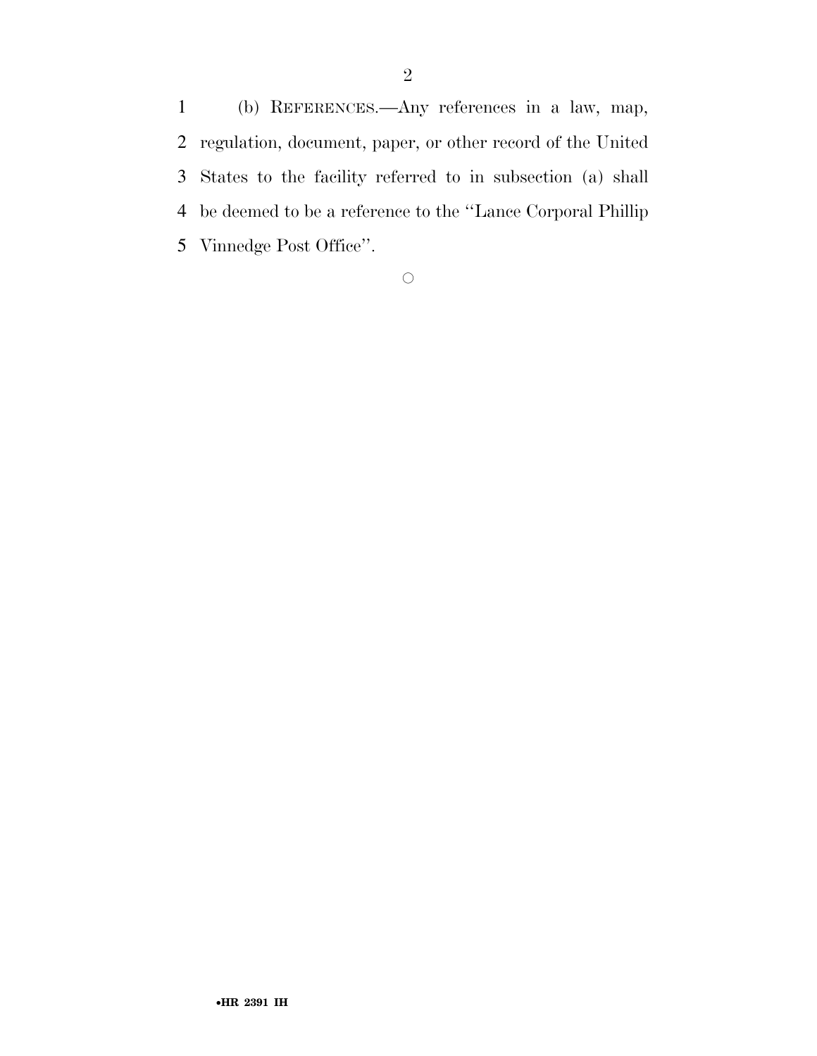(b) REFERENCES.—Any references in a law, map, regulation, document, paper, or other record of the United States to the facility referred to in subsection (a) shall be deemed to be a reference to the ''Lance Corporal Phillip Vinnedge Post Office''.

○